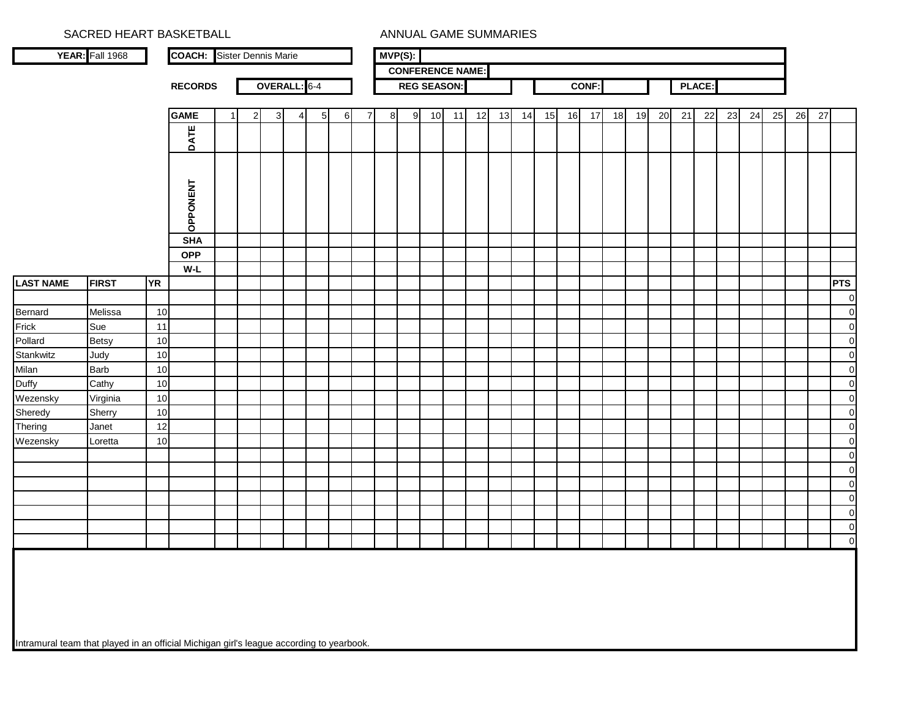SACRED HEART BASKETBALL

ANNUAL GAME SUMMARIES

**YEAR:** Fall 1968

**COACH:** Sister Dennis Marie

**MVP(S):**

**CONFERENCE NAME:**

**RECORDS** **OVERALL:** 6-4 **REG SEASON:** **CONF:** **PLACE:**

| **GAME** | 1 | 2 | 3 | 4 | 5 | 6 | 7 | 8 | 9 | 10 | 11 | 12 | 13 | 14 | 15 | 16 | 17 | 18 | 19 | 20 | 21 | 22 | 23 | 24 | 25 | 26 | 27 | |
|---|---|---|---|---|---|---|---|---|---|---|---|---|---|---|---|---|---|---|---|---|---|---|---|---|---|---|---|---|
| **DATE** | | | | | | | | | | | | | | | | | | | | | | | | | | | | |
| **OPPONENT** | | | | | | | | | | | | | | | | | | | | | | | | | | | | |
| **SHA** | | | | | | | | | | | | | | | | | | | | | | | | | | | | |
| **OPP** | | | | | | | | | | | | | | | | | | | | | | | | | | | | |
| **W-L** | | | | | | | | | | | | | | | | | | | | | | | | | | | | |

| **LAST NAME** | **FIRST** | **YR** | **PTS** |
|---|---|---|---|
| | | | 0 |
| Bernard | Melissa | 10 | 0 |
| Frick | Sue | 11 | 0 |
| Pollard | Betsy | 10 | 0 |
| Stankwitz | Judy | 10 | 0 |
| Milan | Barb | 10 | 0 |
| Duffy | Cathy | 10 | 0 |
| Wezensky | Virginia | 10 | 0 |
| Sheredy | Sherry | 10 | 0 |
| Thering | Janet | 12 | 0 |
| Wezensky | Loretta | 10 | 0 |
| | | | 0 |
| | | | 0 |
| | | | 0 |
| | | | 0 |
| | | | 0 |
| | | | 0 |
| | | | 0 |

Intramural team that played in an official Michigan girl's league according to yearbook.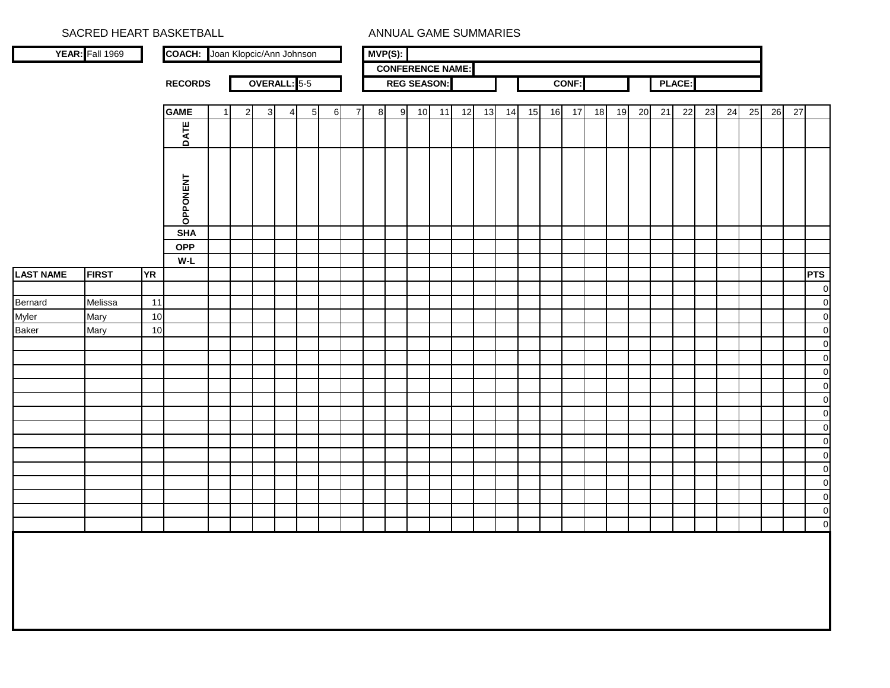SACRED HEART BASKETBALL

ANNUAL GAME SUMMARIES

| **YEAR:** | Fall 1969 |
|---|---|
| **COACH:** | Joan Klopcic/Ann Johnson |
| **RECORDS** | |
| **OVERALL:** | 5-5 |
| **MVP(S):** | |
| **CONFERENCE NAME:** | |
| **REG SEASON:** | |
| **CONF:** | |
| **PLACE:** | |

| LAST NAME | FIRST | YR | GAME | 1 | 2 | 3 | 4 | 5 | 6 | 7 | 8 | 9 | 10 | 11 | 12 | 13 | 14 | 15 | 16 | 17 | 18 | 19 | 20 | 21 | 22 | 23 | 24 | 25 | 26 | 27 | |
|---|---|---|---|---|---|---|---|---|---|---|---|---|---|---|---|---|---|---|---|---|---|---|---|---|---|---|---|---|---|---|---|
| | | | DATE | | | | | | | | | | | | | | | | | | | | | | | | | | | | |
| | | | OPPONENT | | | | | | | | | | | | | | | | | | | | | | | | | | | | |
| | | | SHA | | | | | | | | | | | | | | | | | | | | | | | | | | | | |
| | | | OPP | | | | | | | | | | | | | | | | | | | | | | | | | | | | |
| | | | W-L | | | | | | | | | | | | | | | | | | | | | | | | | | | | |
| **LAST NAME** | **FIRST** | **YR** | | | | | | | | | | | | | | | | | | | | | | | | | | | | | **PTS** |
| | | | | | | | | | | | | | | | | | | | | | | | | | | | | | | | 0 |
| Bernard | Melissa | 11 | | | | | | | | | | | | | | | | | | | | | | | | | | | | | 0 |
| Myler | Mary | 10 | | | | | | | | | | | | | | | | | | | | | | | | | | | | | 0 |
| Baker | Mary | 10 | | | | | | | | | | | | | | | | | | | | | | | | | | | | | 0 |
| | | | | | | | | | | | | | | | | | | | | | | | | | | | | | | | 0 |
| | | | | | | | | | | | | | | | | | | | | | | | | | | | | | | | 0 |
| | | | | | | | | | | | | | | | | | | | | | | | | | | | | | | | 0 |
| | | | | | | | | | | | | | | | | | | | | | | | | | | | | | | | 0 |
| | | | | | | | | | | | | | | | | | | | | | | | | | | | | | | | 0 |
| | | | | | | | | | | | | | | | | | | | | | | | | | | | | | | | 0 |
| | | | | | | | | | | | | | | | | | | | | | | | | | | | | | | | 0 |
| | | | | | | | | | | | | | | | | | | | | | | | | | | | | | | | 0 |
| | | | | | | | | | | | | | | | | | | | | | | | | | | | | | | | 0 |
| | | | | | | | | | | | | | | | | | | | | | | | | | | | | | | | 0 |
| | | | | | | | | | | | | | | | | | | | | | | | | | | | | | | | 0 |
| | | | | | | | | | | | | | | | | | | | | | | | | | | | | | | | 0 |
| | | | | | | | | | | | | | | | | | | | | | | | | | | | | | | | 0 |
| | | | | | | | | | | | | | | | | | | | | | | | | | | | | | | | 0 |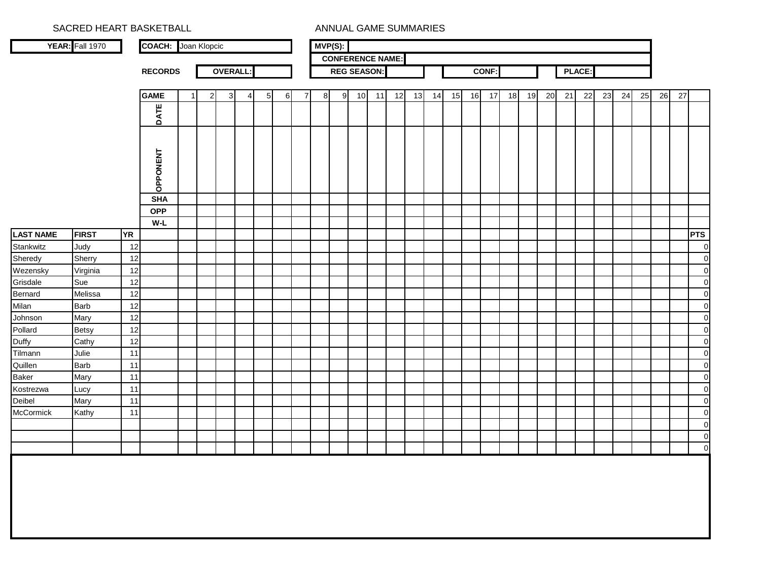SACRED HEART BASKETBALL

ANNUAL GAME SUMMARIES

**YEAR:** Fall 1970

**COACH:** Joan Klopcic

**MVP(S):**

**CONFERENCE NAME:**

**RECORDS** **OVERALL:** **REG SEASON:** **CONF:** **PLACE:**

| | | | **GAME** | 1 | 2 | 3 | 4 | 5 | 6 | 7 | 8 | 9 | 10 | 11 | 12 | 13 | 14 | 15 | 16 | 17 | 18 | 19 | 20 | 21 | 22 | 23 | 24 | 25 | 26 | 27 | |
|---|---|---|---|---|---|---|---|---|---|---|---|---|---|---|---|---|---|---|---|---|---|---|---|---|---|---|---|---|---|---|---|
| | | | **DATE** | | | | | | | | | | | | | | | | | | | | | | | | | | | | |
| | | | **OPPONENT** | | | | | | | | | | | | | | | | | | | | | | | | | | | | |
| | | | **SHA** | | | | | | | | | | | | | | | | | | | | | | | | | | | | |
| | | | **OPP** | | | | | | | | | | | | | | | | | | | | | | | | | | | | |
| | | | **W-L** | | | | | | | | | | | | | | | | | | | | | | | | | | | | |
| **LAST NAME** | **FIRST** | **YR** | | | | | | | | | | | | | | | | | | | | | | | | | | | | | **PTS** |
| Stankwitz | Judy | 12 | | | | | | | | | | | | | | | | | | | | | | | | | | | | | 0 |
| Sheredy | Sherry | 12 | | | | | | | | | | | | | | | | | | | | | | | | | | | | | 0 |
| Wezensky | Virginia | 12 | | | | | | | | | | | | | | | | | | | | | | | | | | | | | 0 |
| Grisdale | Sue | 12 | | | | | | | | | | | | | | | | | | | | | | | | | | | | | 0 |
| Bernard | Melissa | 12 | | | | | | | | | | | | | | | | | | | | | | | | | | | | | 0 |
| Milan | Barb | 12 | | | | | | | | | | | | | | | | | | | | | | | | | | | | | 0 |
| Johnson | Mary | 12 | | | | | | | | | | | | | | | | | | | | | | | | | | | | | 0 |
| Pollard | Betsy | 12 | | | | | | | | | | | | | | | | | | | | | | | | | | | | | 0 |
| Duffy | Cathy | 12 | | | | | | | | | | | | | | | | | | | | | | | | | | | | | 0 |
| Tilmann | Julie | 11 | | | | | | | | | | | | | | | | | | | | | | | | | | | | | 0 |
| Quillen | Barb | 11 | | | | | | | | | | | | | | | | | | | | | | | | | | | | | 0 |
| Baker | Mary | 11 | | | | | | | | | | | | | | | | | | | | | | | | | | | | | 0 |
| Kostrezwa | Lucy | 11 | | | | | | | | | | | | | | | | | | | | | | | | | | | | | 0 |
| Deibel | Mary | 11 | | | | | | | | | | | | | | | | | | | | | | | | | | | | | 0 |
| McCormick | Kathy | 11 | | | | | | | | | | | | | | | | | | | | | | | | | | | | | 0 |
| | | | | | | | | | | | | | | | | | | | | | | | | | | | | | | | 0 |
| | | | | | | | | | | | | | | | | | | | | | | | | | | | | | | | 0 |
| | | | | | | | | | | | | | | | | | | | | | | | | | | | | | | | 0 |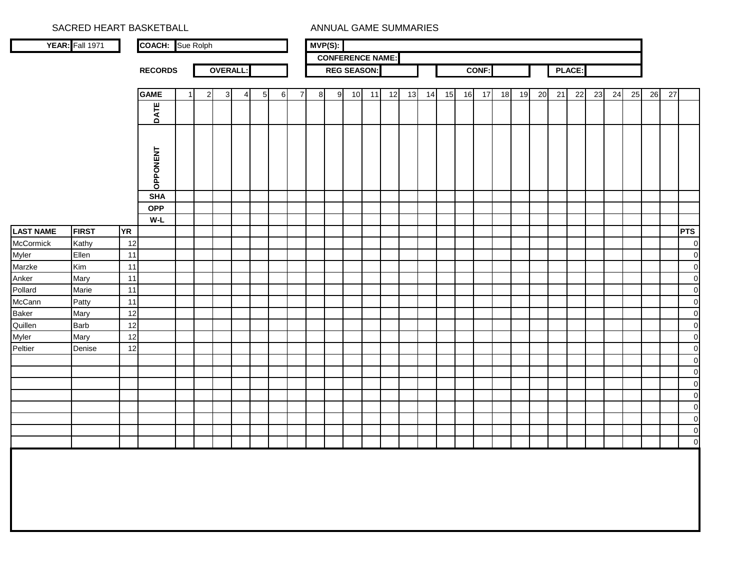SACRED HEART BASKETBALL ANNUAL GAME SUMMARIES

| **YEAR:** | Fall 1971 | **COACH:** | Sue Rolph | **MVP(S):** | |
|---|---|---|---|---|---|
| | | | | **CONFERENCE NAME:** | |

**RECORDS** **OVERALL:** **REG SEASON:** **CONF:** **PLACE:**

| LAST NAME | FIRST | YR | GAME | 1 | 2 | 3 | 4 | 5 | 6 | 7 | 8 | 9 | 10 | 11 | 12 | 13 | 14 | 15 | 16 | 17 | 18 | 19 | 20 | 21 | 22 | 23 | 24 | 25 | 26 | 27 | PTS |
|---|---|---|---|---|---|---|---|---|---|---|---|---|---|---|---|---|---|---|---|---|---|---|---|---|---|---|---|---|---|---|---|
| | | | DATE | | | | | | | | | | | | | | | | | | | | | | | | | | | | |
| | | | OPPONENT | | | | | | | | | | | | | | | | | | | | | | | | | | | | |
| | | | SHA | | | | | | | | | | | | | | | | | | | | | | | | | | | | |
| | | | OPP | | | | | | | | | | | | | | | | | | | | | | | | | | | | |
| | | | W-L | | | | | | | | | | | | | | | | | | | | | | | | | | | | |
| McCormick | Kathy | 12 | | | | | | | | | | | | | | | | | | | | | | | | | | | | | 0 |
| Myler | Ellen | 11 | | | | | | | | | | | | | | | | | | | | | | | | | | | | | 0 |
| Marzke | Kim | 11 | | | | | | | | | | | | | | | | | | | | | | | | | | | | | 0 |
| Anker | Mary | 11 | | | | | | | | | | | | | | | | | | | | | | | | | | | | | 0 |
| Pollard | Marie | 11 | | | | | | | | | | | | | | | | | | | | | | | | | | | | | 0 |
| McCann | Patty | 11 | | | | | | | | | | | | | | | | | | | | | | | | | | | | | 0 |
| Baker | Mary | 12 | | | | | | | | | | | | | | | | | | | | | | | | | | | | | 0 |
| Quillen | Barb | 12 | | | | | | | | | | | | | | | | | | | | | | | | | | | | | 0 |
| Myler | Mary | 12 | | | | | | | | | | | | | | | | | | | | | | | | | | | | | 0 |
| Peltier | Denise | 12 | | | | | | | | | | | | | | | | | | | | | | | | | | | | | 0 |
| | | | | | | | | | | | | | | | | | | | | | | | | | | | | | | | 0 |
| | | | | | | | | | | | | | | | | | | | | | | | | | | | | | | | 0 |
| | | | | | | | | | | | | | | | | | | | | | | | | | | | | | | | 0 |
| | | | | | | | | | | | | | | | | | | | | | | | | | | | | | | | 0 |
| | | | | | | | | | | | | | | | | | | | | | | | | | | | | | | | 0 |
| | | | | | | | | | | | | | | | | | | | | | | | | | | | | | | | 0 |
| | | | | | | | | | | | | | | | | | | | | | | | | | | | | | | | 0 |
| | | | | | | | | | | | | | | | | | | | | | | | | | | | | | | | 0 |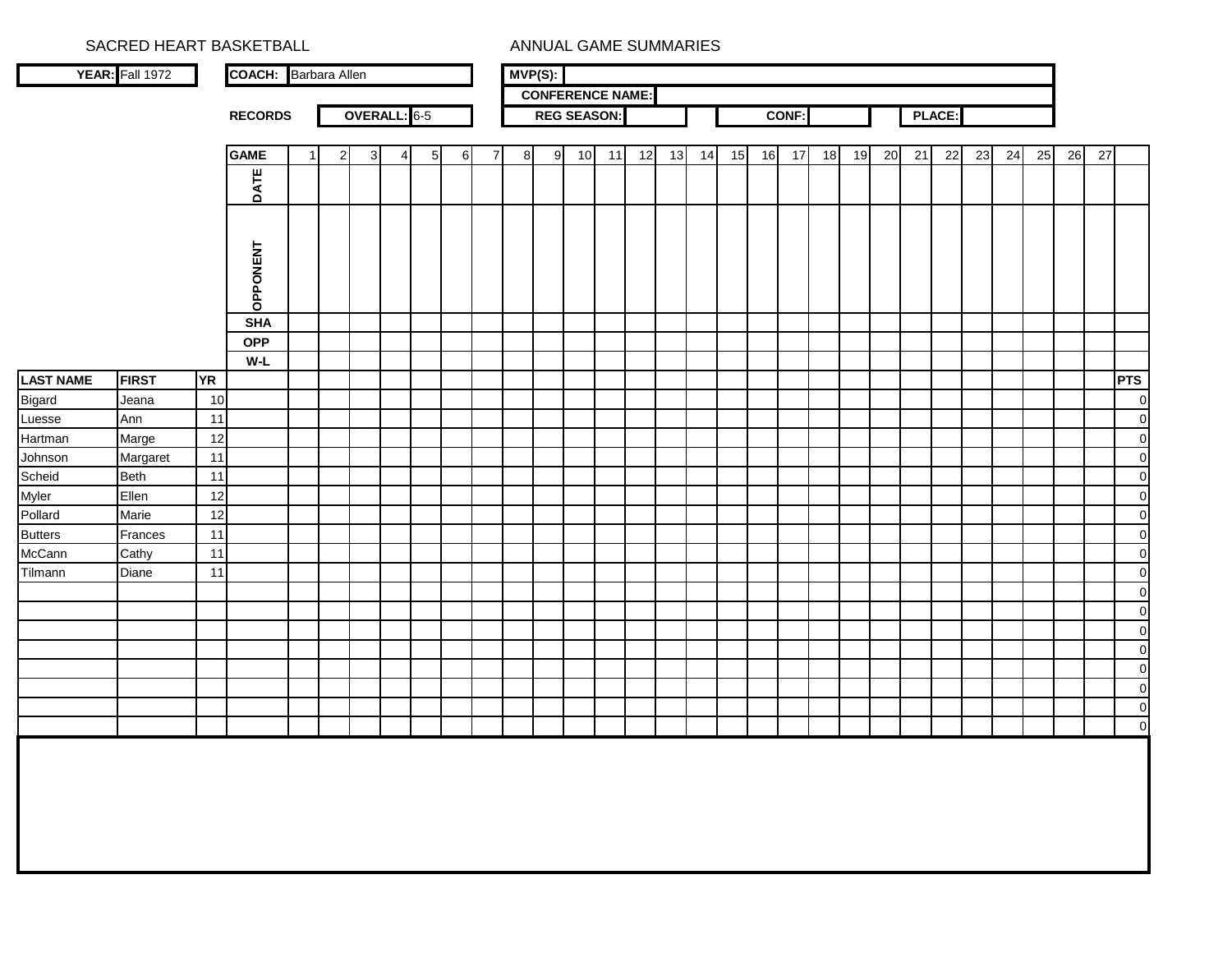SACRED HEART BASKETBALL — ANNUAL GAME SUMMARIES

**YEAR:** Fall 1972

**COACH:** Barbara Allen

**MVP(S):**

**CONFERENCE NAME:**

**RECORDS** — **OVERALL:** 6-5 | **REG SEASON:** | **CONF:** | **PLACE:**

| | | | GAME | 1 | 2 | 3 | 4 | 5 | 6 | 7 | 8 | 9 | 10 | 11 | 12 | 13 | 14 | 15 | 16 | 17 | 18 | 19 | 20 | 21 | 22 | 23 | 24 | 25 | 26 | 27 | |
|---|---|---|---|---|---|---|---|---|---|---|---|---|---|---|---|---|---|---|---|---|---|---|---|---|---|---|---|---|---|---|---|
| | | | DATE | | | | | | | | | | | | | | | | | | | | | | | | | | | | |
| | | | OPPONENT | | | | | | | | | | | | | | | | | | | | | | | | | | | | |
| | | | SHA | | | | | | | | | | | | | | | | | | | | | | | | | | | | |
| | | | OPP | | | | | | | | | | | | | | | | | | | | | | | | | | | | |
| | | | W-L | | | | | | | | | | | | | | | | | | | | | | | | | | | | |
| **LAST NAME** | **FIRST** | **YR** | | | | | | | | | | | | | | | | | | | | | | | | | | | | | **PTS** |
| Bigard | Jeana | 10 | | | | | | | | | | | | | | | | | | | | | | | | | | | | | 0 |
| Luesse | Ann | 11 | | | | | | | | | | | | | | | | | | | | | | | | | | | | | 0 |
| Hartman | Marge | 12 | | | | | | | | | | | | | | | | | | | | | | | | | | | | | 0 |
| Johnson | Margaret | 11 | | | | | | | | | | | | | | | | | | | | | | | | | | | | | 0 |
| Scheid | Beth | 11 | | | | | | | | | | | | | | | | | | | | | | | | | | | | | 0 |
| Myler | Ellen | 12 | | | | | | | | | | | | | | | | | | | | | | | | | | | | | 0 |
| Pollard | Marie | 12 | | | | | | | | | | | | | | | | | | | | | | | | | | | | | 0 |
| Butters | Frances | 11 | | | | | | | | | | | | | | | | | | | | | | | | | | | | | 0 |
| McCann | Cathy | 11 | | | | | | | | | | | | | | | | | | | | | | | | | | | | | 0 |
| Tilmann | Diane | 11 | | | | | | | | | | | | | | | | | | | | | | | | | | | | | 0 |
| | | | | | | | | | | | | | | | | | | | | | | | | | | | | | | | 0 |
| | | | | | | | | | | | | | | | | | | | | | | | | | | | | | | | 0 |
| | | | | | | | | | | | | | | | | | | | | | | | | | | | | | | | 0 |
| | | | | | | | | | | | | | | | | | | | | | | | | | | | | | | | 0 |
| | | | | | | | | | | | | | | | | | | | | | | | | | | | | | | | 0 |
| | | | | | | | | | | | | | | | | | | | | | | | | | | | | | | | 0 |
| | | | | | | | | | | | | | | | | | | | | | | | | | | | | | | | 0 |
| | | | | | | | | | | | | | | | | | | | | | | | | | | | | | | | 0 |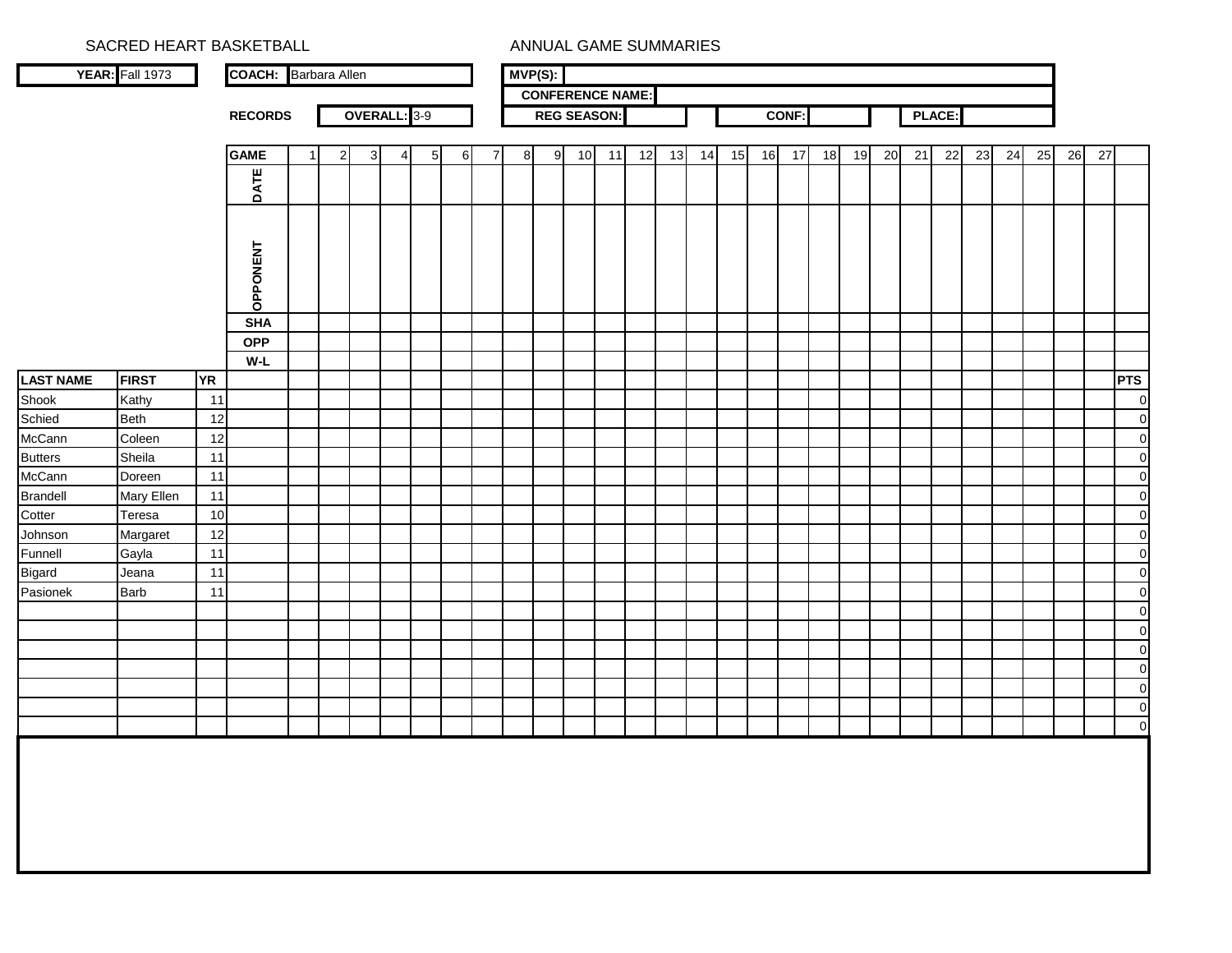SACRED HEART BASKETBALL — ANNUAL GAME SUMMARIES

| | |
|---|---|
| **YEAR:** | Fall 1973 |
| **COACH:** | Barbara Allen |
| **MVP(S):** | |
| **CONFERENCE NAME:** | |

**RECORDS**

| **OVERALL:** | **REG SEASON:** | **CONF:** | **PLACE:** |
|---|---|---|---|
| 3-9 | | | |

| | | | **GAME** | 1 | 2 | 3 | 4 | 5 | 6 | 7 | 8 | 9 | 10 | 11 | 12 | 13 | 14 | 15 | 16 | 17 | 18 | 19 | 20 | 21 | 22 | 23 | 24 | 25 | 26 | 27 | |
|---|---|---|---|---|---|---|---|---|---|---|---|---|---|---|---|---|---|---|---|---|---|---|---|---|---|---|---|---|---|---|---|
| | | | **DATE** | | | | | | | | | | | | | | | | | | | | | | | | | | | | |
| | | | **OPPONENT** | | | | | | | | | | | | | | | | | | | | | | | | | | | | |
| | | | **SHA** | | | | | | | | | | | | | | | | | | | | | | | | | | | | |
| | | | **OPP** | | | | | | | | | | | | | | | | | | | | | | | | | | | | |
| | | | **W-L** | | | | | | | | | | | | | | | | | | | | | | | | | | | | |
| **LAST NAME** | **FIRST** | **YR** | | | | | | | | | | | | | | | | | | | | | | | | | | | | | **PTS** |
| Shook | Kathy | 11 | | | | | | | | | | | | | | | | | | | | | | | | | | | | | 0 |
| Schied | Beth | 12 | | | | | | | | | | | | | | | | | | | | | | | | | | | | | 0 |
| McCann | Coleen | 12 | | | | | | | | | | | | | | | | | | | | | | | | | | | | | 0 |
| Butters | Sheila | 11 | | | | | | | | | | | | | | | | | | | | | | | | | | | | | 0 |
| McCann | Doreen | 11 | | | | | | | | | | | | | | | | | | | | | | | | | | | | | 0 |
| Brandell | Mary Ellen | 11 | | | | | | | | | | | | | | | | | | | | | | | | | | | | | 0 |
| Cotter | Teresa | 10 | | | | | | | | | | | | | | | | | | | | | | | | | | | | | 0 |
| Johnson | Margaret | 12 | | | | | | | | | | | | | | | | | | | | | | | | | | | | | 0 |
| Funnell | Gayla | 11 | | | | | | | | | | | | | | | | | | | | | | | | | | | | | 0 |
| Bigard | Jeana | 11 | | | | | | | | | | | | | | | | | | | | | | | | | | | | | 0 |
| Pasionek | Barb | 11 | | | | | | | | | | | | | | | | | | | | | | | | | | | | | 0 |
| | | | | | | | | | | | | | | | | | | | | | | | | | | | | | | | 0 |
| | | | | | | | | | | | | | | | | | | | | | | | | | | | | | | | 0 |
| | | | | | | | | | | | | | | | | | | | | | | | | | | | | | | | 0 |
| | | | | | | | | | | | | | | | | | | | | | | | | | | | | | | | 0 |
| | | | | | | | | | | | | | | | | | | | | | | | | | | | | | | | 0 |
| | | | | | | | | | | | | | | | | | | | | | | | | | | | | | | | 0 |
| | | | | | | | | | | | | | | | | | | | | | | | | | | | | | | | 0 |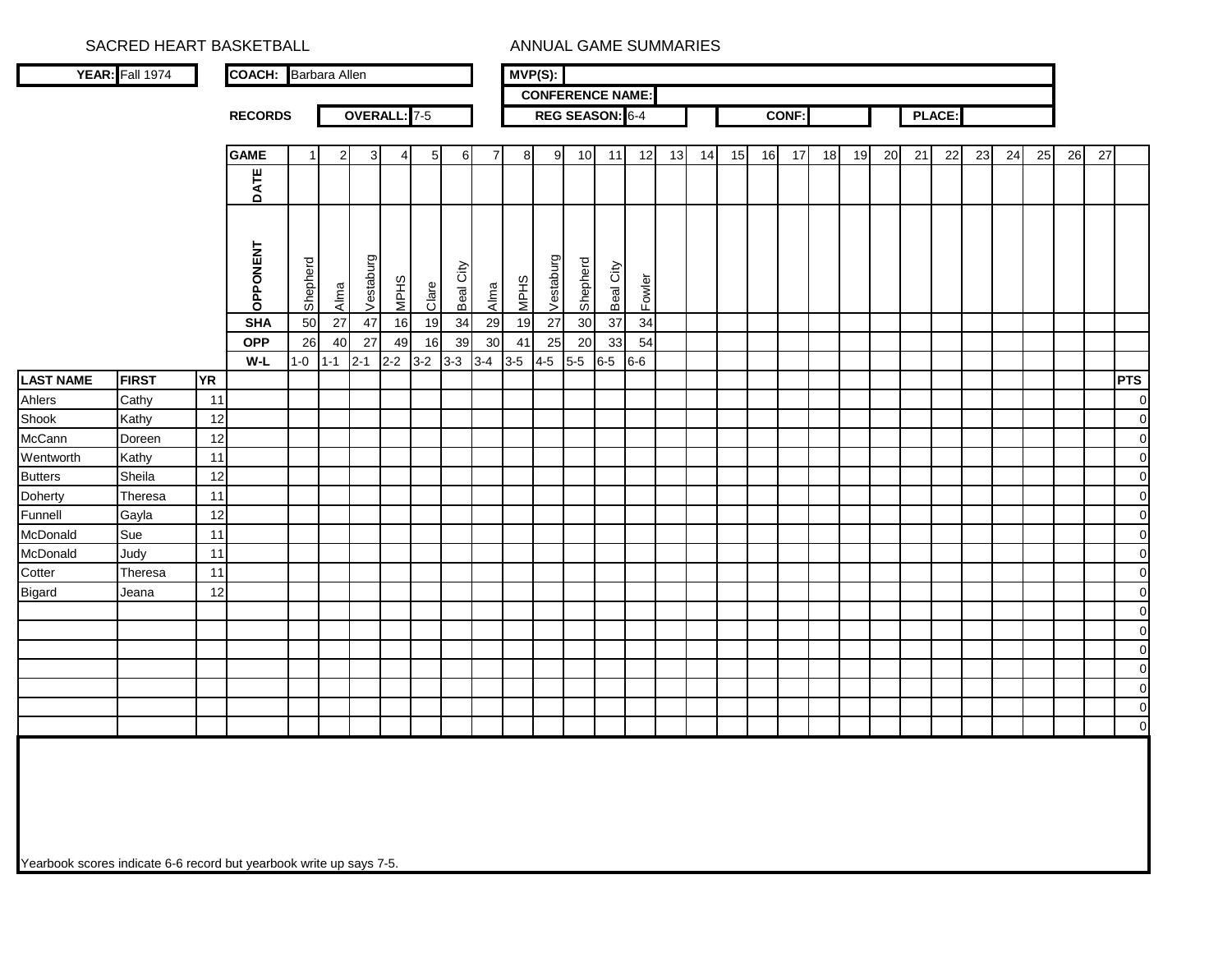SACRED HEART BASKETBALL

ANNUAL GAME SUMMARIES

| YEAR: | Fall 1974 | COACH: | Barbara Allen | MVP(S): | |
|---|---|---|---|---|---|
| | | | | CONFERENCE NAME: | |
| RECORDS | | OVERALL: | 7-5 | REG SEASON: | 6-4 |
| CONF: | | PLACE: | | | |

| GAME | 1 | 2 | 3 | 4 | 5 | 6 | 7 | 8 | 9 | 10 | 11 | 12 | 13 | 14 | 15 | 16 | 17 | 18 | 19 | 20 | 21 | 22 | 23 | 24 | 25 | 26 | 27 | |
|---|---|---|---|---|---|---|---|---|---|---|---|---|---|---|---|---|---|---|---|---|---|---|---|---|---|---|---|---|
| DATE | | | | | | | | | | | | | | | | | | | | | | | | | | | | |
| OPPONENT | Shepherd | Alma | Vestaburg | MPHS | Clare | Beal City | Alma | MPHS | Vestaburg | Shepherd | Beal City | Fowler | | | | | | | | | | | | | | | | |
| SHA | 50 | 27 | 47 | 16 | 19 | 34 | 29 | 19 | 27 | 30 | 37 | 34 | | | | | | | | | | | | | | | | |
| OPP | 26 | 40 | 27 | 49 | 16 | 39 | 30 | 41 | 25 | 20 | 33 | 54 | | | | | | | | | | | | | | | | |
| W-L | 1-0 | 1-1 | 2-1 | 2-2 | 3-2 | 3-3 | 3-4 | 3-5 | 4-5 | 5-5 | 6-5 | 6-6 | | | | | | | | | | | | | | | | |

| LAST NAME | FIRST | YR | PTS |
|---|---|---|---|
| Ahlers | Cathy | 11 | 0 |
| Shook | Kathy | 12 | 0 |
| McCann | Doreen | 12 | 0 |
| Wentworth | Kathy | 11 | 0 |
| Butters | Sheila | 12 | 0 |
| Doherty | Theresa | 11 | 0 |
| Funnell | Gayla | 12 | 0 |
| McDonald | Sue | 11 | 0 |
| McDonald | Judy | 11 | 0 |
| Cotter | Theresa | 11 | 0 |
| Bigard | Jeana | 12 | 0 |
| | | | 0 |
| | | | 0 |
| | | | 0 |
| | | | 0 |
| | | | 0 |
| | | | 0 |
| | | | 0 |

Yearbook scores indicate 6-6 record but yearbook write up says 7-5.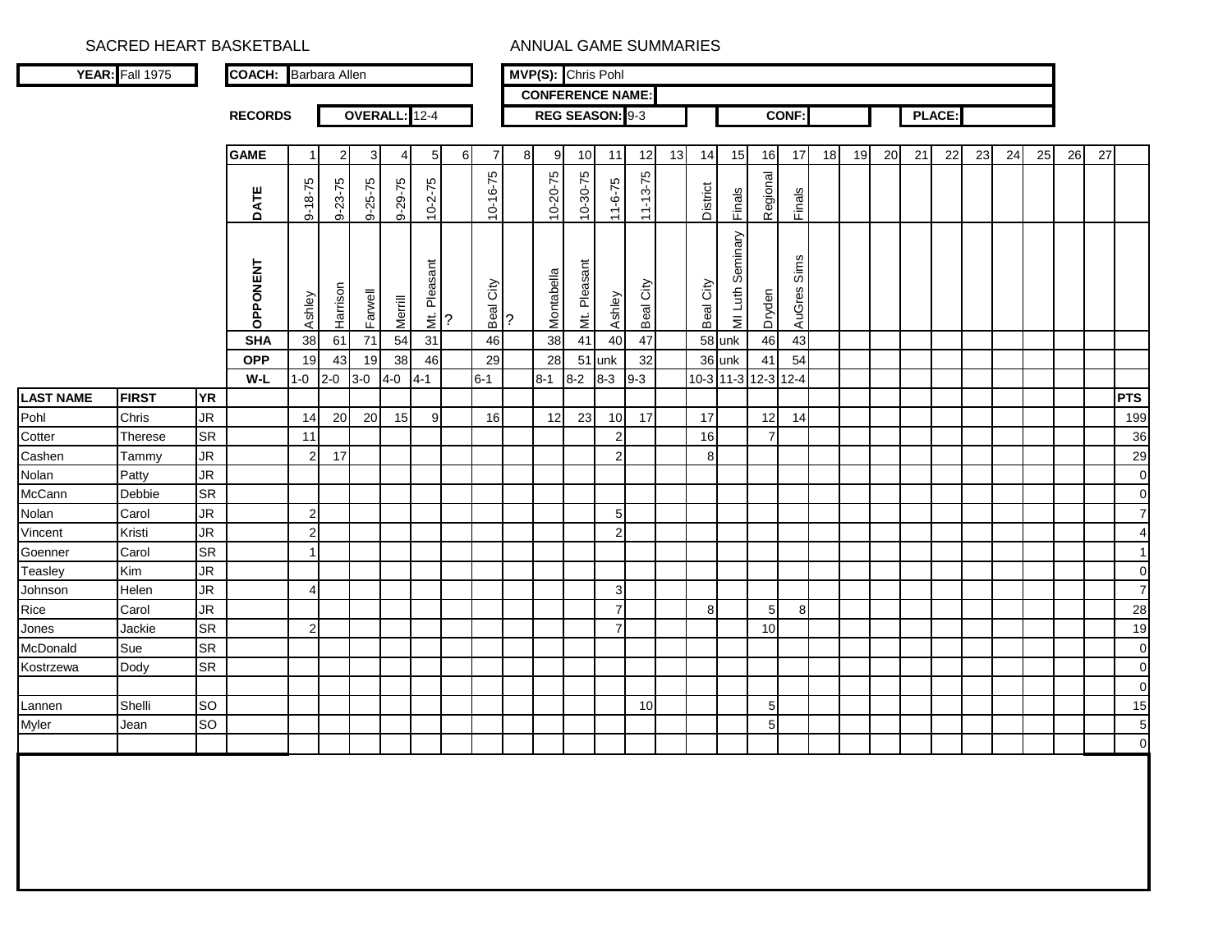SACRED HEART BASKETBALL

ANNUAL GAME SUMMARIES

| YEAR: | Fall 1975 | COACH: | Barbara Allen | MVP(S): | Chris Pohl |
|---|---|---|---|---|---|

CONFERENCE NAME:

RECORDS — OVERALL: 12-4 — REG SEASON: 9-3 — CONF: — PLACE:

| LAST NAME | FIRST | YR | GAME | 1 | 2 | 3 | 4 | 5 | 6 | 7 | 8 | 9 | 10 | 11 | 12 | 13 | 14 | 15 | 16 | 17 | 18 | 19 | 20 | 21 | 22 | 23 | 24 | 25 | 26 | 27 | PTS |
|---|---|---|---|---|---|---|---|---|---|---|---|---|---|---|---|---|---|---|---|---|---|---|---|---|---|---|---|---|---|---|---|
| | | | DATE | 9-18-75 | 9-23-75 | 9-25-75 | 9-29-75 | 10-2-75 | | 10-16-75 | | 10-20-75 | 10-30-75 | 11-6-75 | 11-13-75 | | District | Finals | Regional | Finals | | | | | | | | | | | |
| | | | OPPONENT | Ashley | Harrison | Farwell | Merrill | Mt. Pleasant | ? | Beal City | ? | Montabella | Mt. Pleasant | Ashley | Beal City | | Beal City | MI Luth Seminary | Dryden | AuGres Sims | | | | | | | | | | | |
| | | | SHA | 38 | 61 | 71 | 54 | 31 | | 46 | | 38 | 41 | 40 | 47 | | 58 | unk | 46 | 43 | | | | | | | | | | | |
| | | | OPP | 19 | 43 | 19 | 38 | 46 | | 29 | | 28 | 51 | unk | 32 | | 36 | unk | 41 | 54 | | | | | | | | | | | |
| | | | W-L | 1-0 | 2-0 | 3-0 | 4-0 | 4-1 | | 6-1 | | 8-1 | 8-2 | 8-3 | 9-3 | | 10-3 | 11-3 | 12-3 | 12-4 | | | | | | | | | | | |
| Pohl | Chris | JR | | 14 | 20 | 20 | 15 | 9 | | 16 | | 12 | 23 | 10 | 17 | | 17 | | 12 | 14 | | | | | | | | | | | 199 |
| Cotter | Therese | SR | | 11 | | | | | | | | | | 2 | | | 16 | | 7 | | | | | | | | | | | | 36 |
| Cashen | Tammy | JR | | 2 | 17 | | | | | | | | | 2 | | | 8 | | | | | | | | | | | | | | 29 |
| Nolan | Patty | JR | | | | | | | | | | | | | | | | | | | | | | | | | | | | | 0 |
| McCann | Debbie | SR | | | | | | | | | | | | | | | | | | | | | | | | | | | | | 0 |
| Nolan | Carol | JR | | 2 | | | | | | | | | | 5 | | | | | | | | | | | | | | | | | 7 |
| Vincent | Kristi | JR | | 2 | | | | | | | | | | 2 | | | | | | | | | | | | | | | | | 4 |
| Goenner | Carol | SR | | 1 | | | | | | | | | | | | | | | | | | | | | | | | | | | 1 |
| Teasley | Kim | JR | | | | | | | | | | | | | | | | | | | | | | | | | | | | | 0 |
| Johnson | Helen | JR | | 4 | | | | | | | | | | 3 | | | | | | | | | | | | | | | | | 7 |
| Rice | Carol | JR | | | | | | | | | | | | 7 | | | 8 | | 5 | 8 | | | | | | | | | | | 28 |
| Jones | Jackie | SR | | 2 | | | | | | | | | | 7 | | | | | 10 | | | | | | | | | | | | 19 |
| McDonald | Sue | SR | | | | | | | | | | | | | | | | | | | | | | | | | | | | | 0 |
| Kostrzewa | Dody | SR | | | | | | | | | | | | | | | | | | | | | | | | | | | | | 0 |
| | | | | | | | | | | | | | | | | | | | | | | | | | | | | | | | 0 |
| Lannen | Shelli | SO | | | | | | | | | | | | | 10 | | | | 5 | | | | | | | | | | | | 15 |
| Myler | Jean | SO | | | | | | | | | | | | | | | | | 5 | | | | | | | | | | | | 5 |
| | | | | | | | | | | | | | | | | | | | | | | | | | | | | | | | 0 |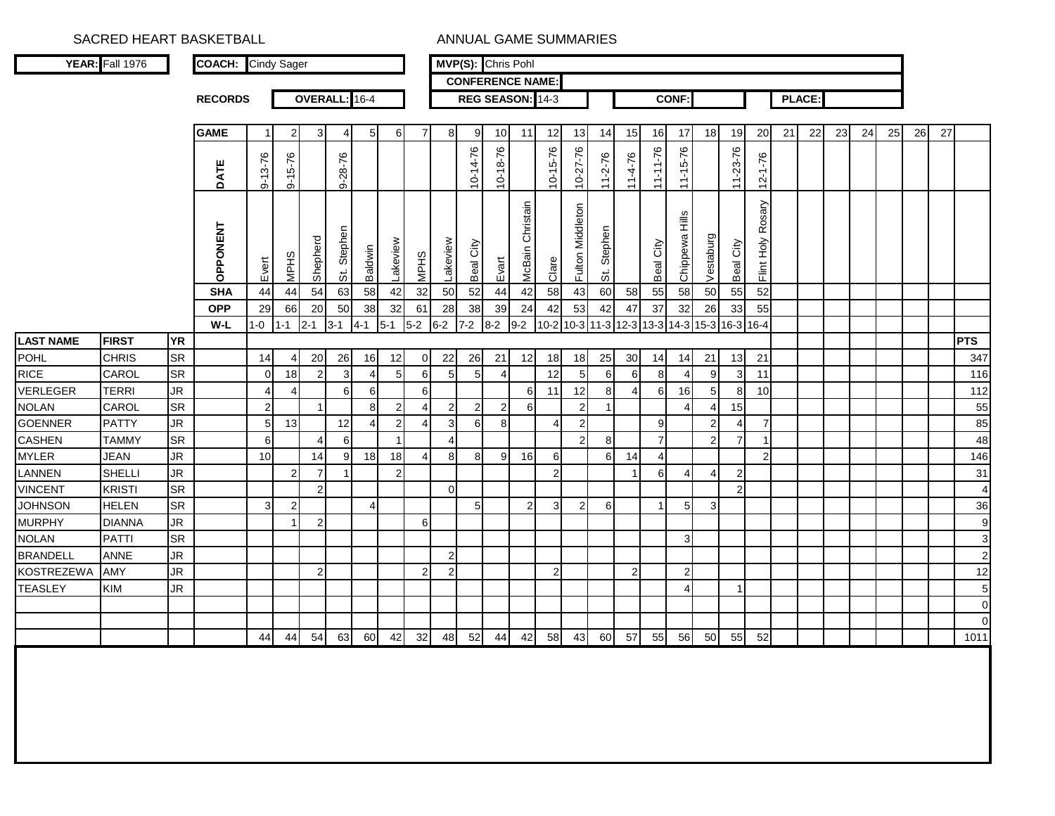SACRED HEART BASKETBALL

ANNUAL GAME SUMMARIES

**YEAR:** Fall 1976

**COACH:** Cindy Sager

**MVP(S):** Chris Pohl

**CONFERENCE NAME:**

**RECORDS** **OVERALL:** 16-4 **REG SEASON:** 14-3 **CONF:** **PLACE:**

| LAST NAME | FIRST | YR | GAME | 1 | 2 | 3 | 4 | 5 | 6 | 7 | 8 | 9 | 10 | 11 | 12 | 13 | 14 | 15 | 16 | 17 | 18 | 19 | 20 | 21 | 22 | 23 | 24 | 25 | 26 | 27 | PTS |
|---|---|---|---|---|---|---|---|---|---|---|---|---|---|---|---|---|---|---|---|---|---|---|---|---|---|---|---|---|---|---|---|
| | | | **DATE** | 9-13-76 | 9-15-76 | | 9-28-76 | | | | | 10-14-76 | 10-18-76 | | 10-15-76 | 10-27-76 | 11-2-76 | 11-4-76 | 11-11-76 | 11-15-76 | | 11-23-76 | 12-1-76 | | | | | | | | |
| | | | **OPPONENT** | Evert | MPHS | Shepherd | St. Stephen | Baldwin | Lakeview | MPHS | Lakeview | Beal City | Evert | McBain Christain | Clare | Fulton Middleton | St. Stephen | | Beal City | Chippewa Hills | Vestaburg | Beal City | Flint Holy Rosary | | | | | | | | |
| | | | **SHA** | 44 | 44 | 54 | 63 | 58 | 42 | 32 | 50 | 52 | 44 | 42 | 58 | 43 | 60 | 58 | 55 | 58 | 50 | 55 | 52 | | | | | | | | |
| | | | **OPP** | 29 | 66 | 20 | 50 | 38 | 32 | 61 | 28 | 38 | 39 | 24 | 42 | 53 | 42 | 47 | 37 | 32 | 26 | 33 | 55 | | | | | | | | |
| | | | **W-L** | 1-0 | 1-1 | 2-1 | 3-1 | 4-1 | 5-1 | 5-2 | 6-2 | 7-2 | 8-2 | 9-2 | 10-2 | 10-3 | 11-3 | 12-3 | 13-3 | 14-3 | 15-3 | 16-3 | 16-4 | | | | | | | | |
| POHL | CHRIS | SR | | 14 | 4 | 20 | 26 | 16 | 12 | 0 | 22 | 26 | 21 | 12 | 18 | 18 | 25 | 30 | 14 | 14 | 21 | 13 | 21 | | | | | | | | 347 |
| RICE | CAROL | SR | | 0 | 18 | 2 | 3 | 4 | 5 | 6 | 5 | 5 | 4 | | 12 | 5 | 6 | 6 | 8 | 4 | 9 | 3 | 11 | | | | | | | | 116 |
| VERLEGER | TERRI | JR | | 4 | 4 | | 6 | 6 | | 6 | | | | 6 | 11 | 12 | 8 | 4 | 6 | 16 | 5 | 8 | 10 | | | | | | | | 112 |
| NOLAN | CAROL | SR | | 2 | | 1 | | 8 | 2 | 4 | 2 | 2 | 2 | 6 | | 2 | 1 | | | 4 | 4 | 15 | | | | | | | | | 55 |
| GOENNER | PATTY | JR | | 5 | 13 | | 12 | 4 | 2 | 4 | 3 | 6 | 8 | | 4 | 2 | | | 9 | | 2 | 4 | 7 | | | | | | | | 85 |
| CASHEN | TAMMY | SR | | 6 | | 4 | 6 | | 1 | | 4 | | | | | 2 | 8 | | 7 | | 2 | 7 | 1 | | | | | | | | 48 |
| MYLER | JEAN | JR | | 10 | | 14 | 9 | 18 | 18 | 4 | 8 | 8 | 9 | 16 | 6 | | 6 | 14 | 4 | | | | 2 | | | | | | | | 146 |
| LANNEN | SHELLI | JR | | | 2 | 7 | 1 | | 2 | | | | | | 2 | | | 1 | 6 | 4 | 4 | 2 | | | | | | | | | 31 |
| VINCENT | KRISTI | SR | | | | 2 | | | | | 0 | | | | | | | | | | | 2 | | | | | | | | | 4 |
| JOHNSON | HELEN | SR | | 3 | 2 | | | 4 | | | | 5 | | 2 | 3 | 2 | 6 | | 1 | 5 | 3 | | | | | | | | | | 36 |
| MURPHY | DIANNA | JR | | | 1 | 2 | | | | 6 | | | | | | | | | | | | | | | | | | | | | 9 |
| NOLAN | PATTI | SR | | | | | | | | | | | | | | | | | | 3 | | | | | | | | | | | 3 |
| BRANDELL | ANNE | JR | | | | | | | | | 2 | | | | | | | | | | | | | | | | | | | | 2 |
| KOSTREZEWA | AMY | JR | | | | 2 | | | | 2 | 2 | | | | 2 | | | 2 | | 2 | | | | | | | | | | | 12 |
| TEASLEY | KIM | JR | | | | | | | | | | | | | | | | | | 4 | | 1 | | | | | | | | | 5 |
| | | | | | | | | | | | | | | | | | | | | | | | | | | | | | | | 0 |
| | | | | | | | | | | | | | | | | | | | | | | | | | | | | | | | 0 |
| | | | | 44 | 44 | 54 | 63 | 60 | 42 | 32 | 48 | 52 | 44 | 42 | 58 | 43 | 60 | 57 | 55 | 56 | 50 | 55 | 52 | | | | | | | | 1011 |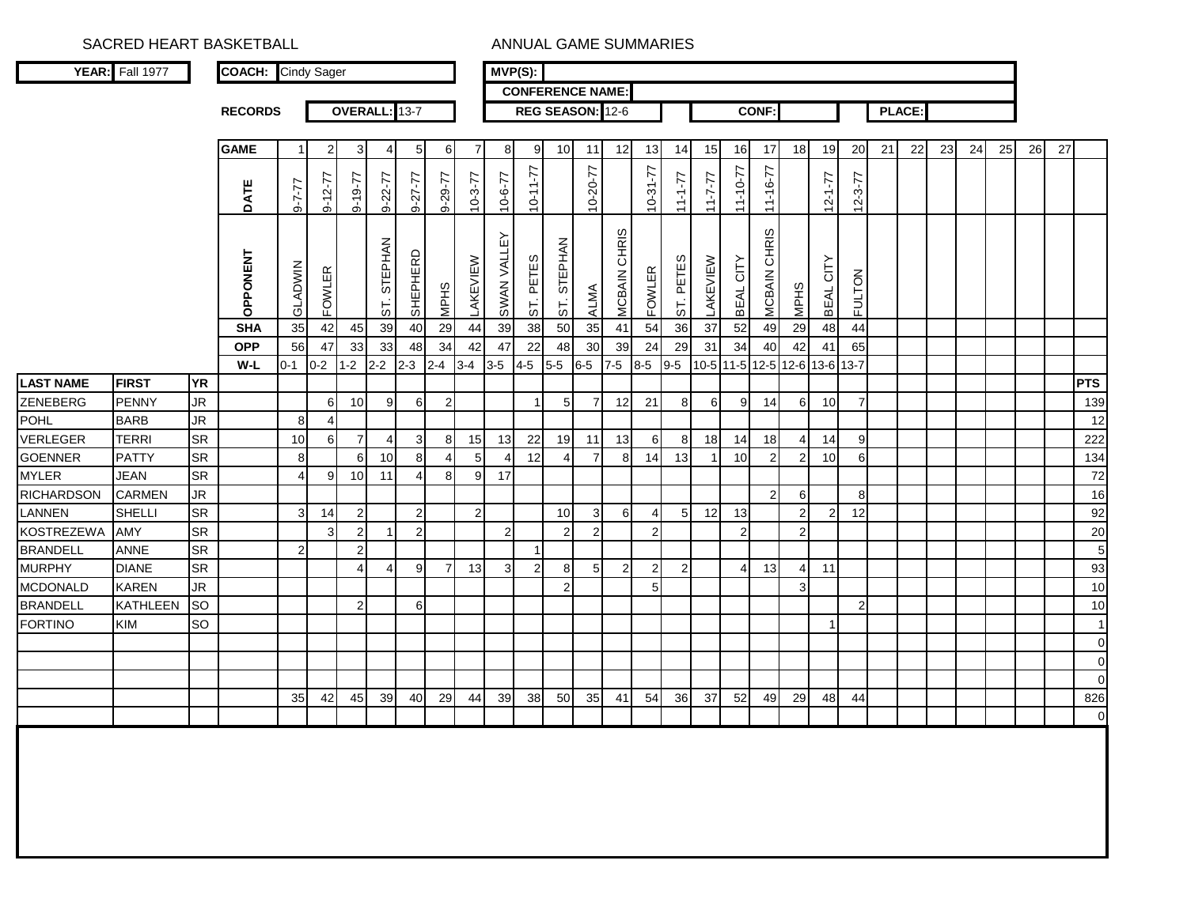SACRED HEART BASKETBALL

ANNUAL GAME SUMMARIES

| YEAR: | Fall 1977 | COACH: | Cindy Sager | MVP(S): | |
|---|---|---|---|---|---|

**CONFERENCE NAME:**

| RECORDS | OVERALL: | 13-7 | REG SEASON: | 12-6 | CONF: | | PLACE: | |
|---|---|---|---|---|---|---|---|---|

| LAST NAME | FIRST | YR | GAME | 1 | 2 | 3 | 4 | 5 | 6 | 7 | 8 | 9 | 10 | 11 | 12 | 13 | 14 | 15 | 16 | 17 | 18 | 19 | 20 | 21 | 22 | 23 | 24 | 25 | 26 | 27 | PTS |
|---|---|---|---|---|---|---|---|---|---|---|---|---|---|---|---|---|---|---|---|---|---|---|---|---|---|---|---|---|---|---|---|
| | | | DATE | 9-7-77 | 9-12-77 | 9-19-77 | 9-22-77 | 9-27-77 | 9-29-77 | 10-3-77 | 10-6-77 | 10-11-77 | | 10-20-77 | | 10-31-77 | 11-1-77 | 11-7-77 | 11-10-77 | 11-16-77 | | 12-1-77 | 12-3-77 | | | | | | | | |
| | | | OPPONENT | GLADWIN | FOWLER | | ST. STEPHAN | SHEPHERD | MPHS | LAKEVIEW | SWAN VALLEY | ST. PETES | ST. STEPHAN | ALMA | MCBAIN CHRIS | FOWLER | ST. PETES | LAKEVIEW | BEAL CITY | MCBAIN CHRIS | MPHS | BEAL CITY | FULTON | | | | | | | | |
| | | | SHA | 35 | 42 | 45 | 39 | 40 | 29 | 44 | 39 | 38 | 50 | 35 | 41 | 54 | 36 | 37 | 52 | 49 | 29 | 48 | 44 | | | | | | | | |
| | | | OPP | 56 | 47 | 33 | 33 | 48 | 34 | 42 | 47 | 22 | 48 | 30 | 39 | 24 | 29 | 31 | 34 | 40 | 42 | 41 | 65 | | | | | | | | |
| | | | W-L | 0-1 | 0-2 | 1-2 | 2-2 | 2-3 | 2-4 | 3-4 | 3-5 | 4-5 | 5-5 | 6-5 | 7-5 | 8-5 | 9-5 | 10-5 | 11-5 | 12-5 | 12-6 | 13-6 | 13-7 | | | | | | | | |
| ZENEBERG | PENNY | JR | | | 6 | 10 | 9 | 6 | 2 | | | 1 | 5 | 7 | 12 | 21 | 8 | 6 | 9 | 14 | 6 | 10 | 7 | | | | | | | | 139 |
| POHL | BARB | JR | | 8 | 4 | | | | | | | | | | | | | | | | | | | | | | | | | | 12 |
| VERLEGER | TERRI | SR | | 10 | 6 | 7 | 4 | 3 | 8 | 15 | 13 | 22 | 19 | 11 | 13 | 6 | 8 | 18 | 14 | 18 | 4 | 14 | 9 | | | | | | | | 222 |
| GOENNER | PATTY | SR | | 8 | | 6 | 10 | 8 | 4 | 5 | 4 | 12 | 4 | 7 | 8 | 14 | 13 | 1 | 10 | 2 | 2 | 10 | 6 | | | | | | | | 134 |
| MYLER | JEAN | SR | | 4 | 9 | 10 | 11 | 4 | 8 | 9 | 17 | | | | | | | | | | | | | | | | | | | | 72 |
| RICHARDSON | CARMEN | JR | | | | | | | | | | | | | | | | | | 2 | 6 | | 8 | | | | | | | | 16 |
| LANNEN | SHELLI | SR | | 3 | 14 | 2 | | 2 | | 2 | | | 10 | 3 | 6 | 4 | 5 | 12 | 13 | | 2 | 2 | 12 | | | | | | | | 92 |
| KOSTREZEWA | AMY | SR | | | 3 | 2 | 1 | 2 | | | 2 | | 2 | 2 | | 2 | | | 2 | | 2 | | | | | | | | | | 20 |
| BRANDELL | ANNE | SR | | 2 | | 2 | | | | | | 1 | | | | | | | | | | | | | | | | | | | 5 |
| MURPHY | DIANE | SR | | | | 4 | 4 | 9 | 7 | 13 | 3 | 2 | 8 | 5 | 2 | 2 | 2 | | 4 | 13 | 4 | 11 | | | | | | | | | 93 |
| MCDONALD | KAREN | JR | | | | | | | | | | | 2 | | | 5 | | | | | 3 | | | | | | | | | | 10 |
| BRANDELL | KATHLEEN | SO | | | | 2 | | 6 | | | | | | | | | | | | | | | 2 | | | | | | | | 10 |
| FORTINO | KIM | SO | | | | | | | | | | | | | | | | | | | | 1 | | | | | | | | | 1 |
| | | | | | | | | | | | | | | | | | | | | | | | | | | | | | | | 0 |
| | | | | | | | | | | | | | | | | | | | | | | | | | | | | | | | 0 |
| | | | | | | | | | | | | | | | | | | | | | | | | | | | | | | | 0 |
| | | | | 35 | 42 | 45 | 39 | 40 | 29 | 44 | 39 | 38 | 50 | 35 | 41 | 54 | 36 | 37 | 52 | 49 | 29 | 48 | 44 | | | | | | | | 826 |
| | | | | | | | | | | | | | | | | | | | | | | | | | | | | | | | 0 |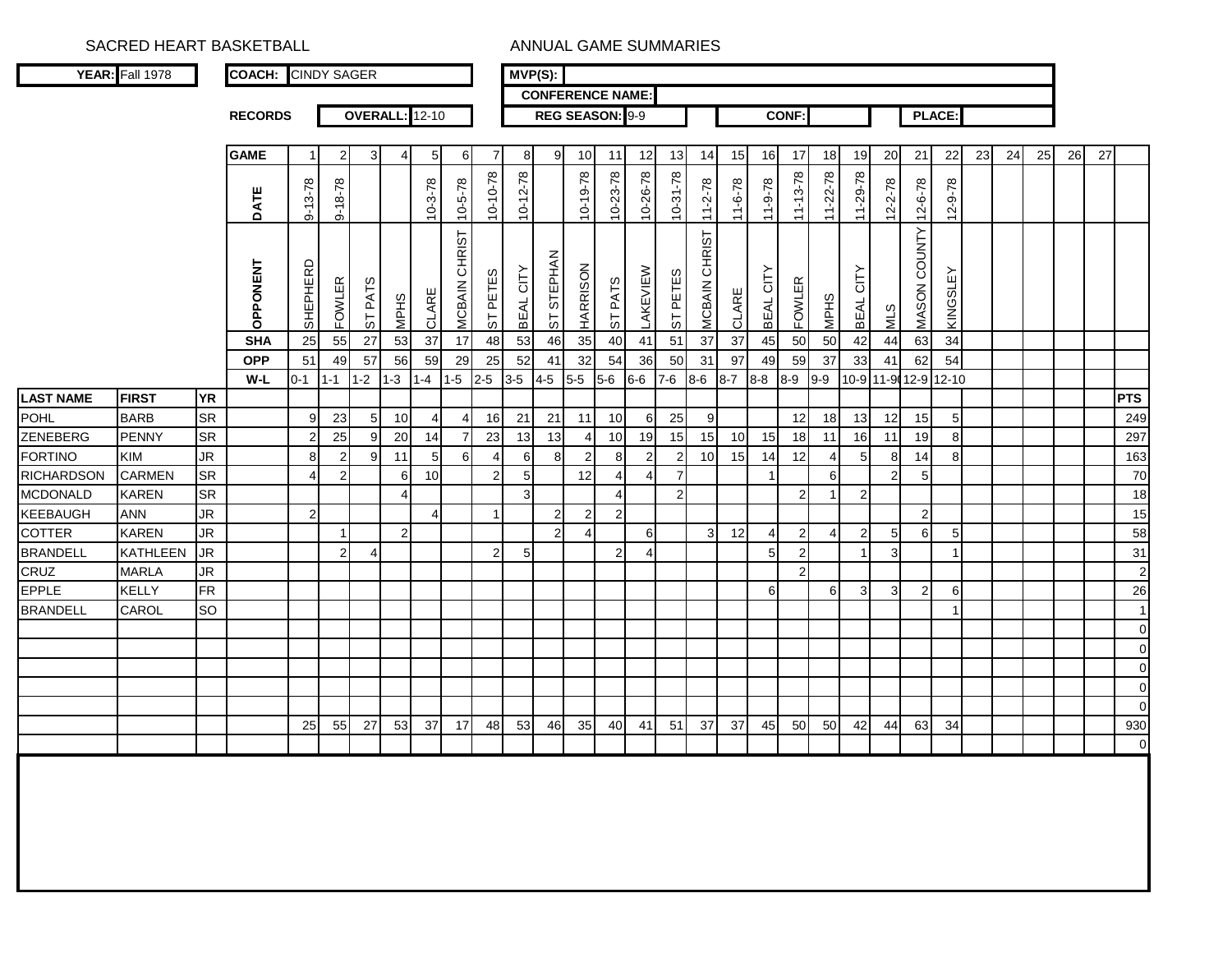SACRED HEART BASKETBALL | ANNUAL GAME SUMMARIES

**YEAR:** Fall 1978 | **COACH:** CINDY SAGER | **MVP(S):**

**CONFERENCE NAME:**

**RECORDS** | **OVERALL:** 12-10 | **REG SEASON:** 9-9 | **CONF:** | **PLACE:**

| | | | **GAME** | 1 | 2 | 3 | 4 | 5 | 6 | 7 | 8 | 9 | 10 | 11 | 12 | 13 | 14 | 15 | 16 | 17 | 18 | 19 | 20 | 21 | 22 | 23 | 24 | 25 | 26 | 27 | |
|---|---|---|---|---|---|---|---|---|---|---|---|---|---|---|---|---|---|---|---|---|---|---|---|---|---|---|---|---|---|---|---|
| | | | **DATE** | 9-13-78 | 9-18-78 | | | 10-3-78 | 10-5-78 | 10-10-78 | 10-12-78 | | 10-19-78 | 10-23-78 | 10-26-78 | 10-31-78 | 11-2-78 | 11-6-78 | 11-9-78 | 11-13-78 | 11-22-78 | 11-29-78 | 12-2-78 | 12-6-78 | 12-9-78 | | | | | | |
| | | | **OPPONENT** | SHEPHERD | FOWLER | ST PATS | MPHS | CLARE | MCBAIN CHRIST | ST PETES | BEAL CITY | ST STEPHAN | HARRISON | ST PATS | LAKEVIEW | ST PETES | MCBAIN CHRIST | CLARE | BEAL CITY | FOWLER | MPHS | BEAL CITY | MLS | MASON COUNTY | KINGSLEY | | | | | | |
| | | | **SHA** | 25 | 55 | 27 | 53 | 37 | 17 | 48 | 53 | 46 | 35 | 40 | 41 | 51 | 37 | 37 | 45 | 50 | 50 | 42 | 44 | 63 | 34 | | | | | | |
| | | | **OPP** | 51 | 49 | 57 | 56 | 59 | 29 | 25 | 52 | 41 | 32 | 54 | 36 | 50 | 31 | 97 | 49 | 59 | 37 | 33 | 41 | 62 | 54 | | | | | | |
| | | | **W-L** | 0-1 | 1-1 | 1-2 | 1-3 | 1-4 | 1-5 | 2-5 | 3-5 | 4-5 | 5-5 | 5-6 | 6-6 | 7-6 | 8-6 | 8-7 | 8-8 | 8-9 | 9-9 | 10-9 | 11-9 | 12-9 | 12-10 | | | | | | |
| **LAST NAME** | **FIRST** | **YR** | | | | | | | | | | | | | | | | | | | | | | | | | | | | | **PTS** |
| POHL | BARB | SR | | 9 | 23 | 5 | 10 | 4 | 4 | 16 | 21 | 21 | 11 | 10 | 6 | 25 | 9 | | | 12 | 18 | 13 | 12 | 15 | 5 | | | | | | 249 |
| ZENEBERG | PENNY | SR | | 2 | 25 | 9 | 20 | 14 | 7 | 23 | 13 | 13 | 4 | 10 | 19 | 15 | 15 | 10 | 15 | 18 | 11 | 16 | 11 | 19 | 8 | | | | | | 297 |
| FORTINO | KIM | JR | | 8 | 2 | 9 | 11 | 5 | 6 | 4 | 6 | 8 | 2 | 8 | 2 | 2 | 10 | 15 | 14 | 12 | 4 | 5 | 8 | 14 | 8 | | | | | | 163 |
| RICHARDSON | CARMEN | SR | | 4 | 2 | | 6 | 10 | | 2 | 5 | | 12 | 4 | 4 | 7 | | | 1 | | 6 | | 2 | 5 | | | | | | | 70 |
| MCDONALD | KAREN | SR | | | | | 4 | | | | 3 | | | 4 | | 2 | | | | 2 | 1 | 2 | | | | | | | | | 18 |
| KEEBAUGH | ANN | JR | | 2 | | | | 4 | | 1 | | 2 | 2 | 2 | | | | | | | | | | 2 | | | | | | | 15 |
| COTTER | KAREN | JR | | | 1 | | 2 | | | | | 2 | 4 | | 6 | | 3 | 12 | 4 | 2 | 4 | 2 | 5 | 6 | 5 | | | | | | 58 |
| BRANDELL | KATHLEEN | JR | | | 2 | 4 | | | | 2 | 5 | | | 2 | 4 | | | | 5 | 2 | | 1 | 3 | | 1 | | | | | | 31 |
| CRUZ | MARLA | JR | | | | | | | | | | | | | | | | | | 2 | | | | | | | | | | | 2 |
| EPPLE | KELLY | FR | | | | | | | | | | | | | | | | | 6 | | 6 | 3 | 3 | 2 | 6 | | | | | | 26 |
| BRANDELL | CAROL | SO | | | | | | | | | | | | | | | | | | | | | | | 1 | | | | | | 1 |
| | | | | | | | | | | | | | | | | | | | | | | | | | | | | | | | 0 |
| | | | | | | | | | | | | | | | | | | | | | | | | | | | | | | | 0 |
| | | | | | | | | | | | | | | | | | | | | | | | | | | | | | | | 0 |
| | | | | | | | | | | | | | | | | | | | | | | | | | | | | | | | 0 |
| | | | | | | | | | | | | | | | | | | | | | | | | | | | | | | | 0 |
| | | | | 25 | 55 | 27 | 53 | 37 | 17 | 48 | 53 | 46 | 35 | 40 | 41 | 51 | 37 | 37 | 45 | 50 | 50 | 42 | 44 | 63 | 34 | | | | | | 930 |
| | | | | | | | | | | | | | | | | | | | | | | | | | | | | | | | 0 |